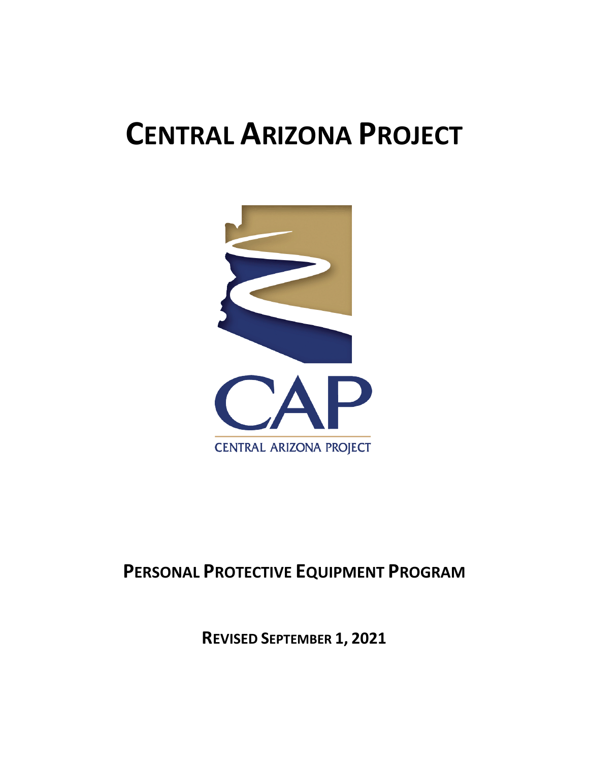# CENTRAL ARIZONA PROJECT

CAP

CENTRAL ARIZONA PROJECT

## PERSONAL PROTECTIVE EQUIPMENT PROGRAM

**REVISED SEPTEMBER 1, 2021**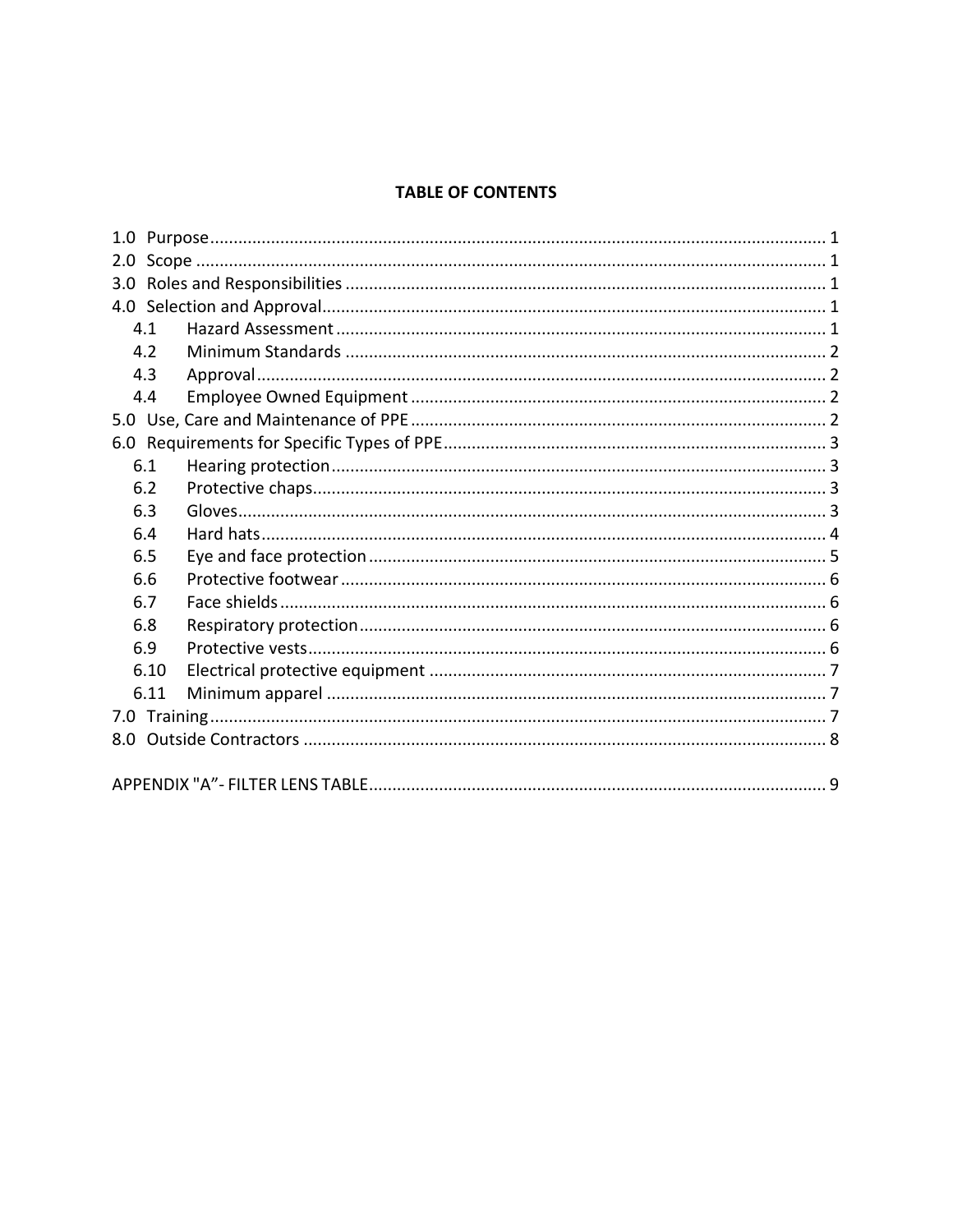**TABLE OF CONTENTS**

1.0 Purpose .... 1
2.0 Scope .... 1
3.0 Roles and Responsibilities .... 1
4.0 Selection and Approval .... 1
 4.1 Hazard Assessment .... 1
 4.2 Minimum Standards .... 2
 4.3 Approval .... 2
 4.4 Employee Owned Equipment .... 2
5.0 Use, Care and Maintenance of PPE .... 2
6.0 Requirements for Specific Types of PPE .... 3
 6.1 Hearing protection .... 3
 6.2 Protective chaps .... 3
 6.3 Gloves .... 3
 6.4 Hard hats .... 4
 6.5 Eye and face protection .... 5
 6.6 Protective footwear .... 6
 6.7 Face shields .... 6
 6.8 Respiratory protection .... 6
 6.9 Protective vests .... 6
 6.10 Electrical protective equipment .... 7
 6.11 Minimum apparel .... 7
7.0 Training .... 7
8.0 Outside Contractors .... 8

APPENDIX "A"- FILTER LENS TABLE .... 9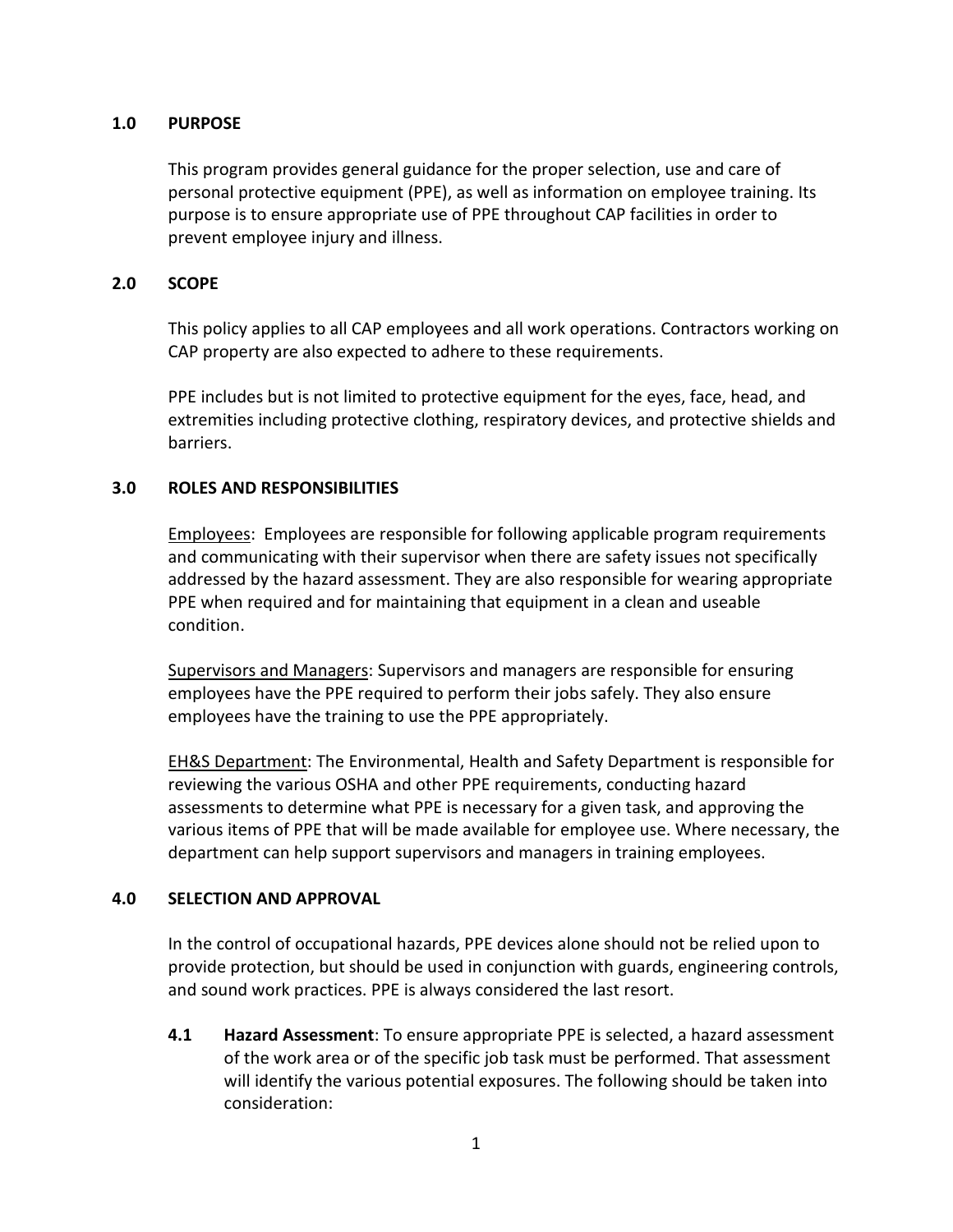## 1.0 PURPOSE

This program provides general guidance for the proper selection, use and care of personal protective equipment (PPE), as well as information on employee training. Its purpose is to ensure appropriate use of PPE throughout CAP facilities in order to prevent employee injury and illness.

## 2.0 SCOPE

This policy applies to all CAP employees and all work operations. Contractors working on CAP property are also expected to adhere to these requirements.

PPE includes but is not limited to protective equipment for the eyes, face, head, and extremities including protective clothing, respiratory devices, and protective shields and barriers.

## 3.0 ROLES AND RESPONSIBILITIES

Employees: Employees are responsible for following applicable program requirements and communicating with their supervisor when there are safety issues not specifically addressed by the hazard assessment. They are also responsible for wearing appropriate PPE when required and for maintaining that equipment in a clean and useable condition.

Supervisors and Managers: Supervisors and managers are responsible for ensuring employees have the PPE required to perform their jobs safely. They also ensure employees have the training to use the PPE appropriately.

EH&S Department: The Environmental, Health and Safety Department is responsible for reviewing the various OSHA and other PPE requirements, conducting hazard assessments to determine what PPE is necessary for a given task, and approving the various items of PPE that will be made available for employee use. Where necessary, the department can help support supervisors and managers in training employees.

## 4.0 SELECTION AND APPROVAL

In the control of occupational hazards, PPE devices alone should not be relied upon to provide protection, but should be used in conjunction with guards, engineering controls, and sound work practices. PPE is always considered the last resort.

**4.1 Hazard Assessment**: To ensure appropriate PPE is selected, a hazard assessment of the work area or of the specific job task must be performed. That assessment will identify the various potential exposures. The following should be taken into consideration: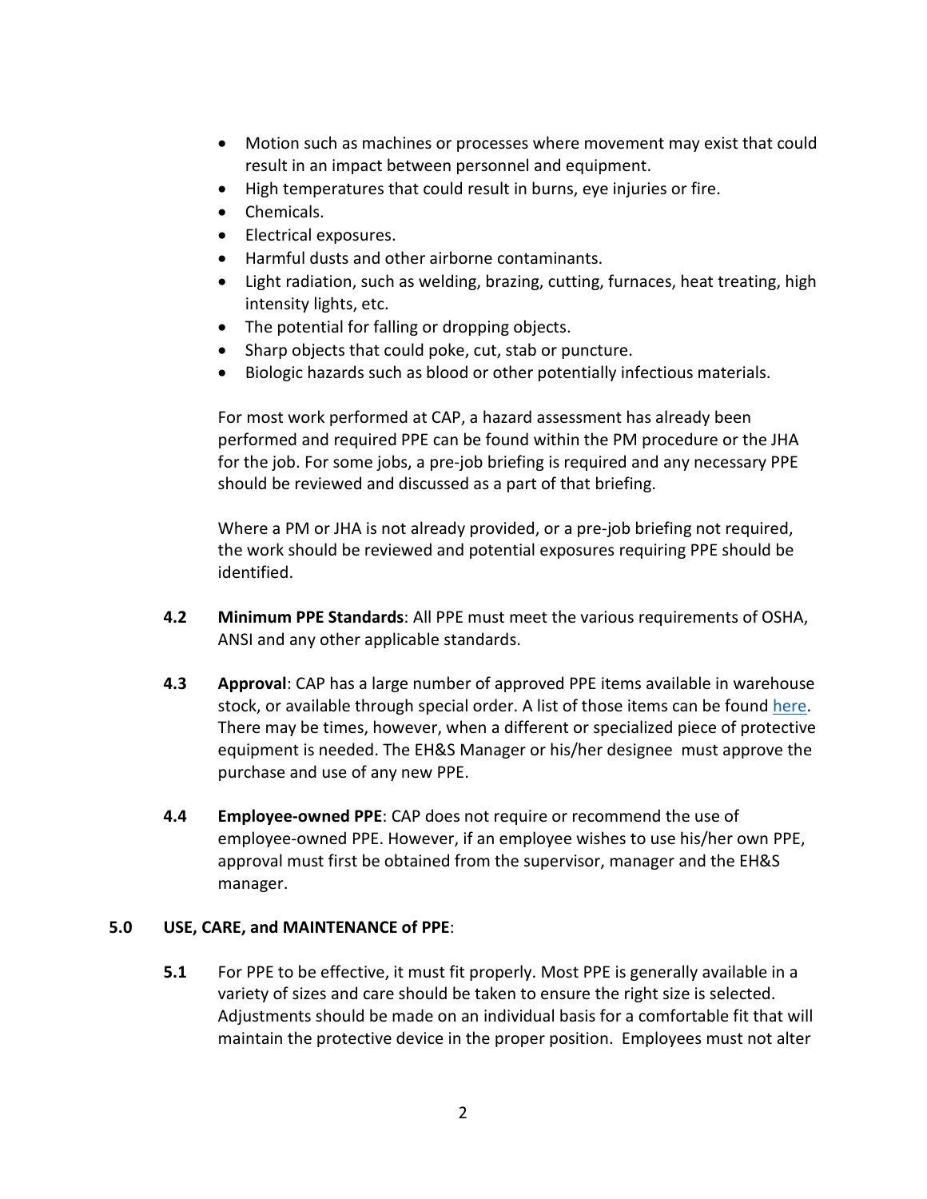- Motion such as machines or processes where movement may exist that could result in an impact between personnel and equipment.
- High temperatures that could result in burns, eye injuries or fire.
- Chemicals.
- Electrical exposures.
- Harmful dusts and other airborne contaminants.
- Light radiation, such as welding, brazing, cutting, furnaces, heat treating, high intensity lights, etc.
- The potential for falling or dropping objects.
- Sharp objects that could poke, cut, stab or puncture.
- Biologic hazards such as blood or other potentially infectious materials.

For most work performed at CAP, a hazard assessment has already been performed and required PPE can be found within the PM procedure or the JHA for the job. For some jobs, a pre-job briefing is required and any necessary PPE should be reviewed and discussed as a part of that briefing.

Where a PM or JHA is not already provided, or a pre-job briefing not required, the work should be reviewed and potential exposures requiring PPE should be identified.

**4.2 Minimum PPE Standards**: All PPE must meet the various requirements of OSHA, ANSI and any other applicable standards.

**4.3 Approval**: CAP has a large number of approved PPE items available in warehouse stock, or available through special order. A list of those items can be found here. There may be times, however, when a different or specialized piece of protective equipment is needed. The EH&S Manager or his/her designee must approve the purchase and use of any new PPE.

**4.4 Employee-owned PPE**: CAP does not require or recommend the use of employee-owned PPE. However, if an employee wishes to use his/her own PPE, approval must first be obtained from the supervisor, manager and the EH&S manager.

## 5.0 USE, CARE, and MAINTENANCE of PPE:

**5.1** For PPE to be effective, it must fit properly. Most PPE is generally available in a variety of sizes and care should be taken to ensure the right size is selected. Adjustments should be made on an individual basis for a comfortable fit that will maintain the protective device in the proper position. Employees must not alter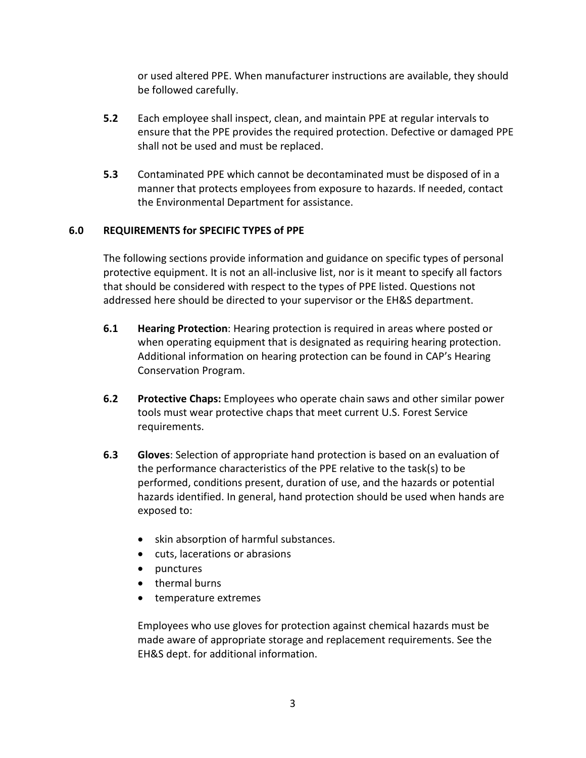or used altered PPE. When manufacturer instructions are available, they should be followed carefully.

**5.2** Each employee shall inspect, clean, and maintain PPE at regular intervals to ensure that the PPE provides the required protection. Defective or damaged PPE shall not be used and must be replaced.

**5.3** Contaminated PPE which cannot be decontaminated must be disposed of in a manner that protects employees from exposure to hazards. If needed, contact the Environmental Department for assistance.

## 6.0 REQUIREMENTS for SPECIFIC TYPES of PPE

The following sections provide information and guidance on specific types of personal protective equipment. It is not an all-inclusive list, nor is it meant to specify all factors that should be considered with respect to the types of PPE listed. Questions not addressed here should be directed to your supervisor or the EH&S department.

**6.1** **Hearing Protection**: Hearing protection is required in areas where posted or when operating equipment that is designated as requiring hearing protection. Additional information on hearing protection can be found in CAP's Hearing Conservation Program.

**6.2** **Protective Chaps:** Employees who operate chain saws and other similar power tools must wear protective chaps that meet current U.S. Forest Service requirements.

**6.3** **Gloves**: Selection of appropriate hand protection is based on an evaluation of the performance characteristics of the PPE relative to the task(s) to be performed, conditions present, duration of use, and the hazards or potential hazards identified. In general, hand protection should be used when hands are exposed to:

- skin absorption of harmful substances.
- cuts, lacerations or abrasions
- punctures
- thermal burns
- temperature extremes

Employees who use gloves for protection against chemical hazards must be made aware of appropriate storage and replacement requirements. See the EH&S dept. for additional information.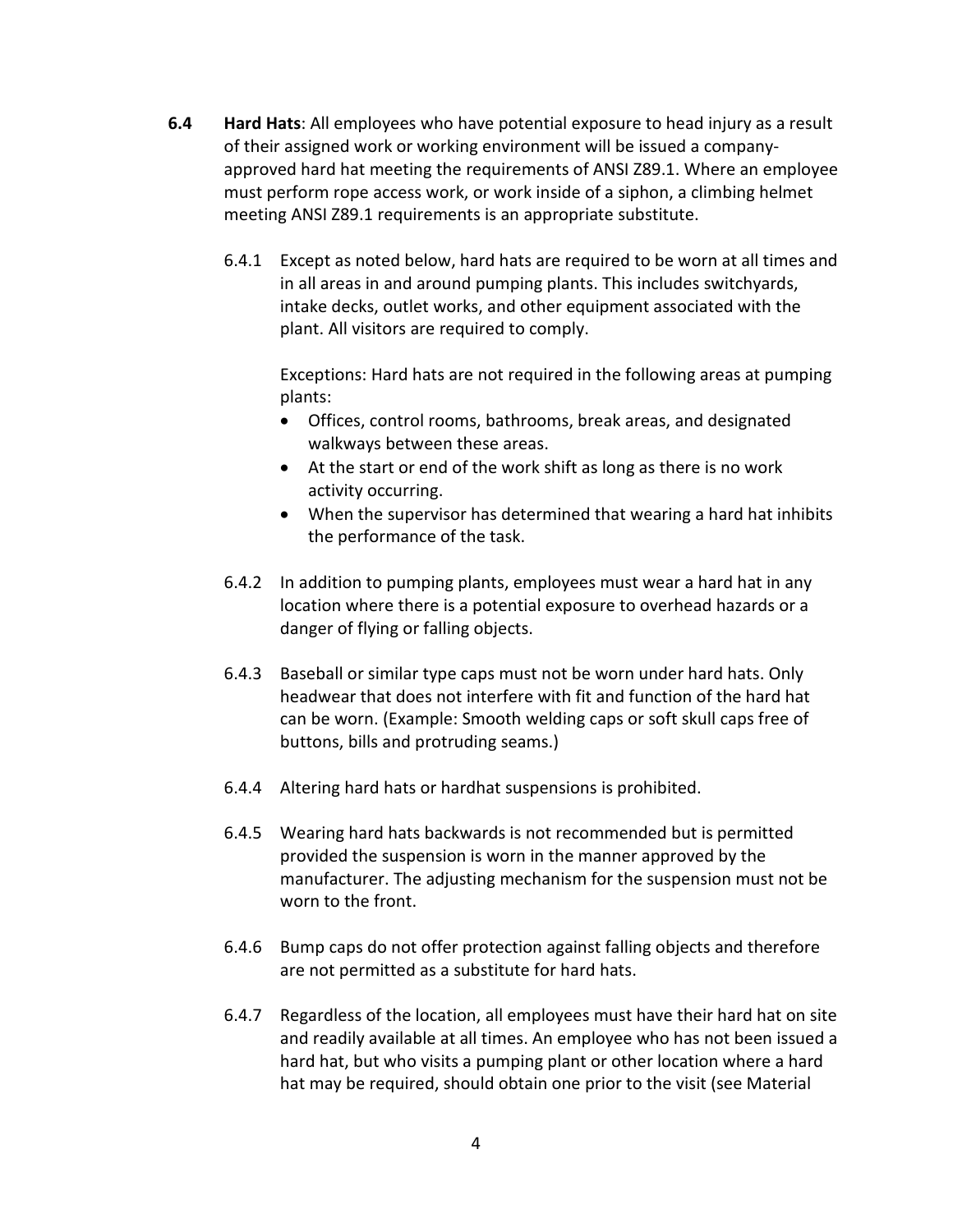**6.4 Hard Hats**: All employees who have potential exposure to head injury as a result of their assigned work or working environment will be issued a company-approved hard hat meeting the requirements of ANSI Z89.1. Where an employee must perform rope access work, or work inside of a siphon, a climbing helmet meeting ANSI Z89.1 requirements is an appropriate substitute.

6.4.1 Except as noted below, hard hats are required to be worn at all times and in all areas in and around pumping plants. This includes switchyards, intake decks, outlet works, and other equipment associated with the plant. All visitors are required to comply.

Exceptions: Hard hats are not required in the following areas at pumping plants:

- Offices, control rooms, bathrooms, break areas, and designated walkways between these areas.
- At the start or end of the work shift as long as there is no work activity occurring.
- When the supervisor has determined that wearing a hard hat inhibits the performance of the task.

6.4.2 In addition to pumping plants, employees must wear a hard hat in any location where there is a potential exposure to overhead hazards or a danger of flying or falling objects.

6.4.3 Baseball or similar type caps must not be worn under hard hats. Only headwear that does not interfere with fit and function of the hard hat can be worn. (Example: Smooth welding caps or soft skull caps free of buttons, bills and protruding seams.)

6.4.4 Altering hard hats or hardhat suspensions is prohibited.

6.4.5 Wearing hard hats backwards is not recommended but is permitted provided the suspension is worn in the manner approved by the manufacturer. The adjusting mechanism for the suspension must not be worn to the front.

6.4.6 Bump caps do not offer protection against falling objects and therefore are not permitted as a substitute for hard hats.

6.4.7 Regardless of the location, all employees must have their hard hat on site and readily available at all times. An employee who has not been issued a hard hat, but who visits a pumping plant or other location where a hard hat may be required, should obtain one prior to the visit (see Material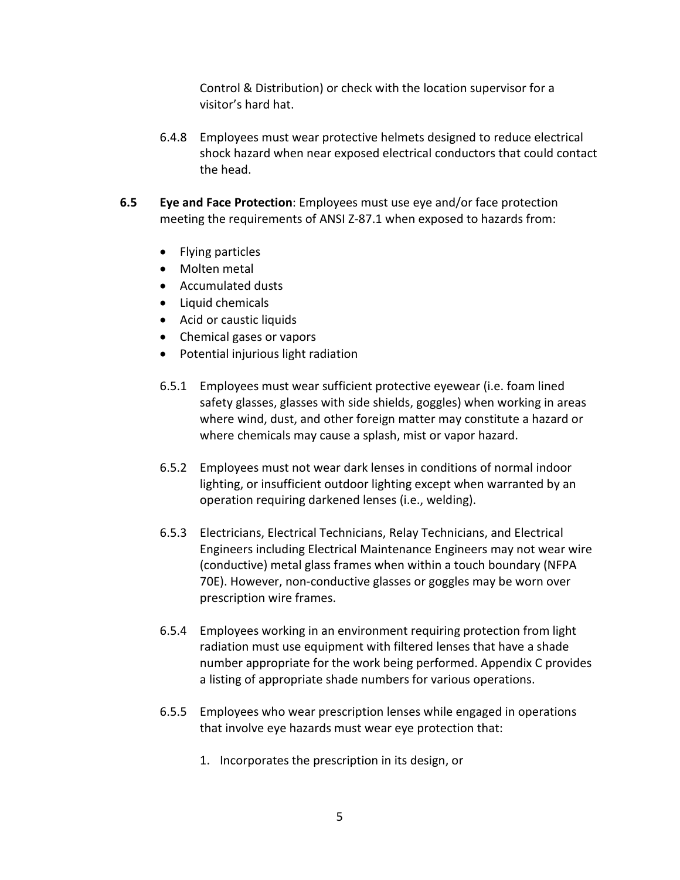Control & Distribution) or check with the location supervisor for a visitor's hard hat.

6.4.8 Employees must wear protective helmets designed to reduce electrical shock hazard when near exposed electrical conductors that could contact the head.

**6.5 Eye and Face Protection**: Employees must use eye and/or face protection meeting the requirements of ANSI Z-87.1 when exposed to hazards from:

- Flying particles
- Molten metal
- Accumulated dusts
- Liquid chemicals
- Acid or caustic liquids
- Chemical gases or vapors
- Potential injurious light radiation

6.5.1 Employees must wear sufficient protective eyewear (i.e. foam lined safety glasses, glasses with side shields, goggles) when working in areas where wind, dust, and other foreign matter may constitute a hazard or where chemicals may cause a splash, mist or vapor hazard.

6.5.2 Employees must not wear dark lenses in conditions of normal indoor lighting, or insufficient outdoor lighting except when warranted by an operation requiring darkened lenses (i.e., welding).

6.5.3 Electricians, Electrical Technicians, Relay Technicians, and Electrical Engineers including Electrical Maintenance Engineers may not wear wire (conductive) metal glass frames when within a touch boundary (NFPA 70E). However, non-conductive glasses or goggles may be worn over prescription wire frames.

6.5.4 Employees working in an environment requiring protection from light radiation must use equipment with filtered lenses that have a shade number appropriate for the work being performed. Appendix C provides a listing of appropriate shade numbers for various operations.

6.5.5 Employees who wear prescription lenses while engaged in operations that involve eye hazards must wear eye protection that:

1. Incorporates the prescription in its design, or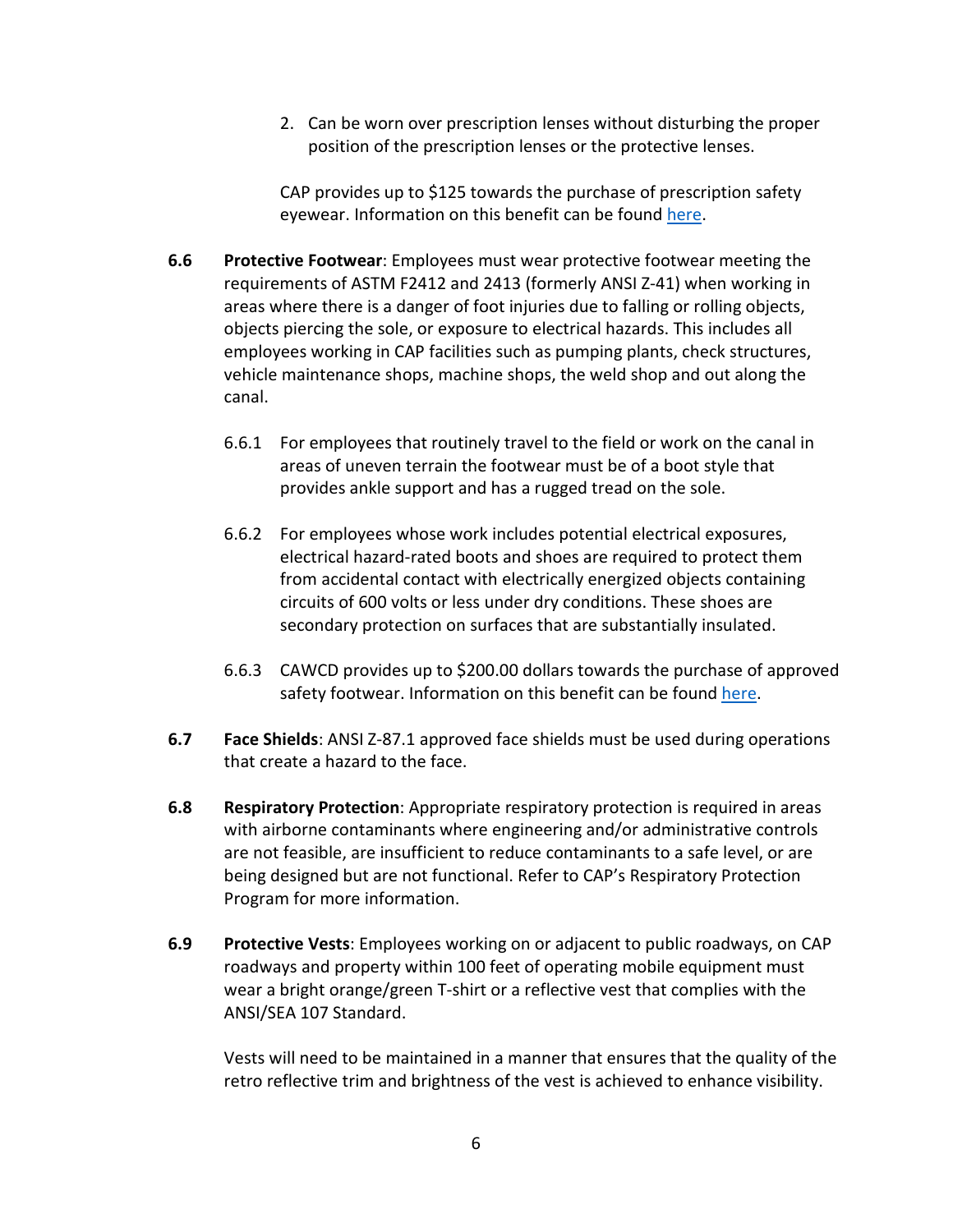2. Can be worn over prescription lenses without disturbing the proper position of the prescription lenses or the protective lenses.

CAP provides up to $125 towards the purchase of prescription safety eyewear. Information on this benefit can be found here.

**6.6 Protective Footwear**: Employees must wear protective footwear meeting the requirements of ASTM F2412 and 2413 (formerly ANSI Z-41) when working in areas where there is a danger of foot injuries due to falling or rolling objects, objects piercing the sole, or exposure to electrical hazards. This includes all employees working in CAP facilities such as pumping plants, check structures, vehicle maintenance shops, machine shops, the weld shop and out along the canal.

6.6.1 For employees that routinely travel to the field or work on the canal in areas of uneven terrain the footwear must be of a boot style that provides ankle support and has a rugged tread on the sole.

6.6.2 For employees whose work includes potential electrical exposures, electrical hazard-rated boots and shoes are required to protect them from accidental contact with electrically energized objects containing circuits of 600 volts or less under dry conditions. These shoes are secondary protection on surfaces that are substantially insulated.

6.6.3 CAWCD provides up to $200.00 dollars towards the purchase of approved safety footwear. Information on this benefit can be found here.

**6.7 Face Shields**: ANSI Z-87.1 approved face shields must be used during operations that create a hazard to the face.

**6.8 Respiratory Protection**: Appropriate respiratory protection is required in areas with airborne contaminants where engineering and/or administrative controls are not feasible, are insufficient to reduce contaminants to a safe level, or are being designed but are not functional. Refer to CAP's Respiratory Protection Program for more information.

**6.9 Protective Vests**: Employees working on or adjacent to public roadways, on CAP roadways and property within 100 feet of operating mobile equipment must wear a bright orange/green T-shirt or a reflective vest that complies with the ANSI/SEA 107 Standard.

Vests will need to be maintained in a manner that ensures that the quality of the retro reflective trim and brightness of the vest is achieved to enhance visibility.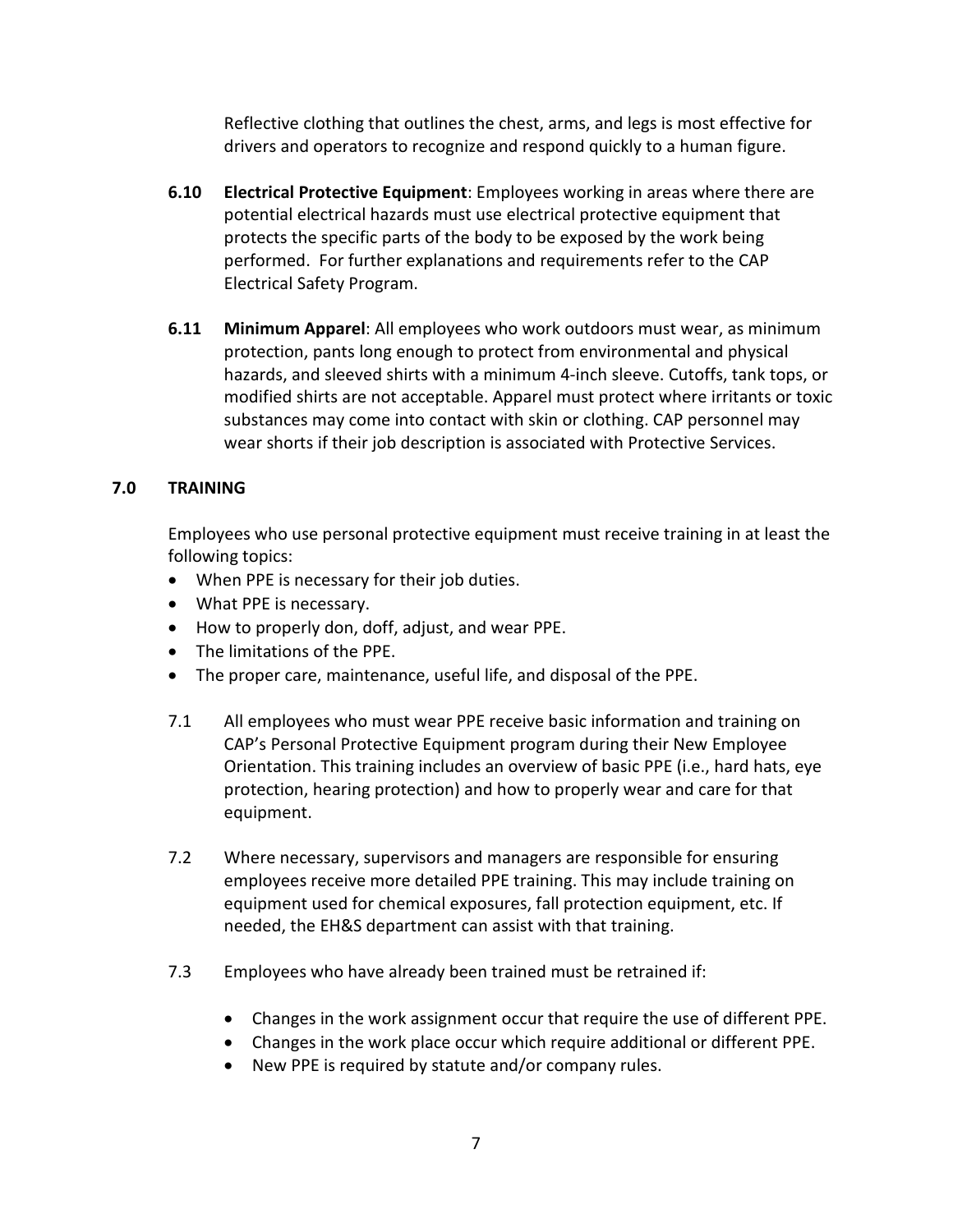Reflective clothing that outlines the chest, arms, and legs is most effective for drivers and operators to recognize and respond quickly to a human figure.

**6.10 Electrical Protective Equipment**: Employees working in areas where there are potential electrical hazards must use electrical protective equipment that protects the specific parts of the body to be exposed by the work being performed. For further explanations and requirements refer to the CAP Electrical Safety Program.

**6.11 Minimum Apparel**: All employees who work outdoors must wear, as minimum protection, pants long enough to protect from environmental and physical hazards, and sleeved shirts with a minimum 4-inch sleeve. Cutoffs, tank tops, or modified shirts are not acceptable. Apparel must protect where irritants or toxic substances may come into contact with skin or clothing. CAP personnel may wear shorts if their job description is associated with Protective Services.

## 7.0 TRAINING

Employees who use personal protective equipment must receive training in at least the following topics:

- When PPE is necessary for their job duties.
- What PPE is necessary.
- How to properly don, doff, adjust, and wear PPE.
- The limitations of the PPE.
- The proper care, maintenance, useful life, and disposal of the PPE.

7.1 All employees who must wear PPE receive basic information and training on CAP's Personal Protective Equipment program during their New Employee Orientation. This training includes an overview of basic PPE (i.e., hard hats, eye protection, hearing protection) and how to properly wear and care for that equipment.

7.2 Where necessary, supervisors and managers are responsible for ensuring employees receive more detailed PPE training. This may include training on equipment used for chemical exposures, fall protection equipment, etc. If needed, the EH&S department can assist with that training.

7.3 Employees who have already been trained must be retrained if:

- Changes in the work assignment occur that require the use of different PPE.
- Changes in the work place occur which require additional or different PPE.
- New PPE is required by statute and/or company rules.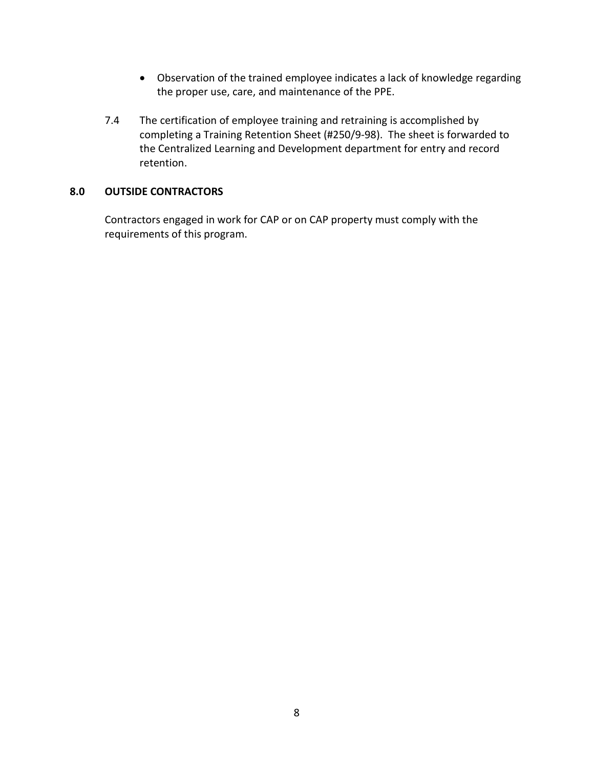- Observation of the trained employee indicates a lack of knowledge regarding the proper use, care, and maintenance of the PPE.

7.4 The certification of employee training and retraining is accomplished by completing a Training Retention Sheet (#250/9-98). The sheet is forwarded to the Centralized Learning and Development department for entry and record retention.

## 8.0 OUTSIDE CONTRACTORS

Contractors engaged in work for CAP or on CAP property must comply with the requirements of this program.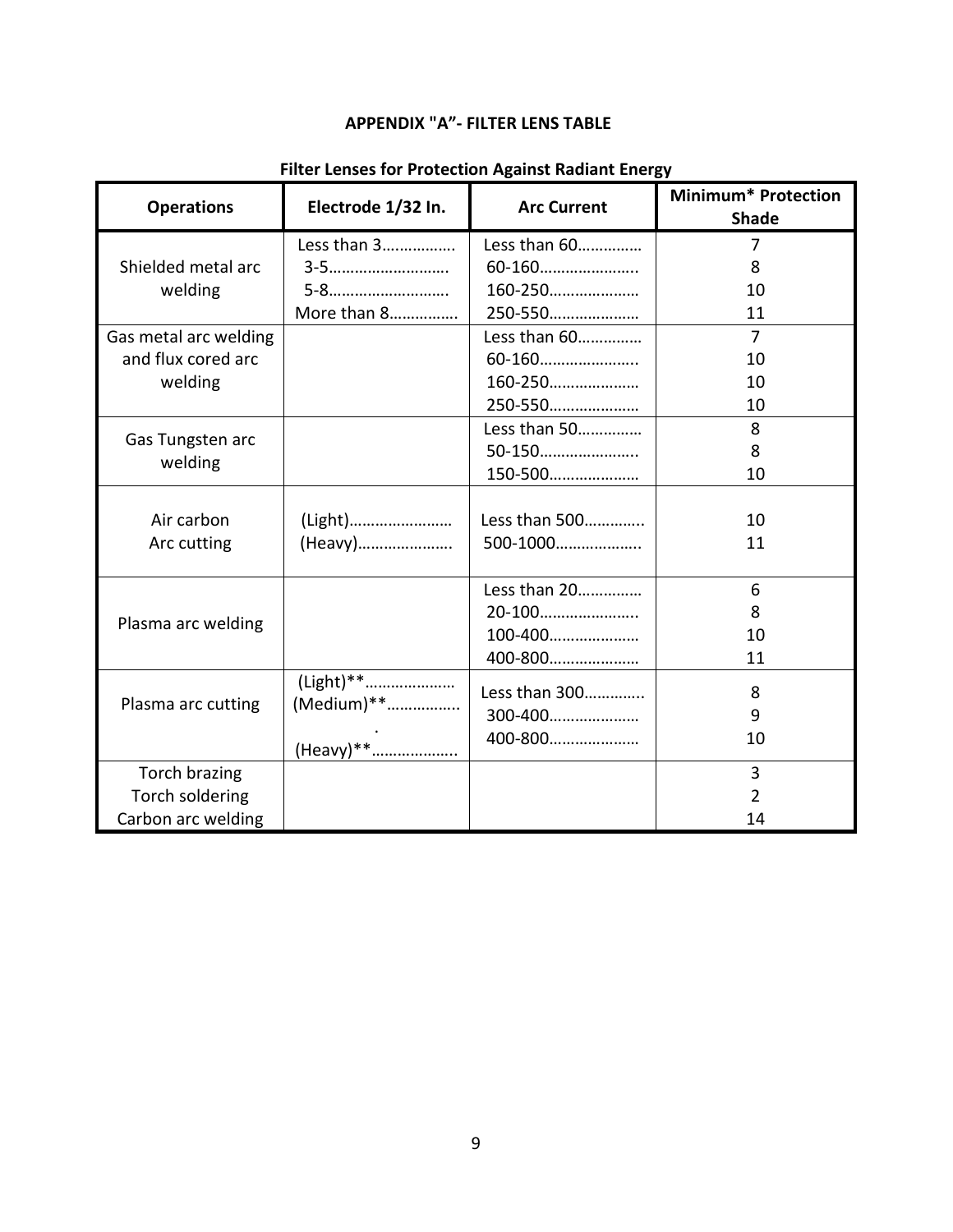## APPENDIX "A"- FILTER LENS TABLE

**Filter Lenses for Protection Against Radiant Energy**

| Operations | Electrode 1/32 In. | Arc Current | Minimum* Protection Shade |
|---|---|---|---|
| Shielded metal arc welding | Less than 3……………. | Less than 60…………… | 7 |
| | 3-5………………………. | 60-160………………….. | 8 |
| | 5-8………………………. | 160-250………………… | 10 |
| | More than 8……………. | 250-550………………… | 11 |
| Gas metal arc welding and flux cored arc welding | | Less than 60…………… | 7 |
| | | 60-160………………….. | 10 |
| | | 160-250………………… | 10 |
| | | 250-550………………… | 10 |
| Gas Tungsten arc welding | | Less than 50…………… | 8 |
| | | 50-150………………….. | 8 |
| | | 150-500………………… | 10 |
| Air carbon Arc cutting | (Light)…………………… | Less than 500…………. | 10 |
| | (Heavy)…………………. | 500-1000……………….. | 11 |
| Plasma arc welding | | Less than 20…………… | 6 |
| | | 20-100………………….. | 8 |
| | | 100-400………………… | 10 |
| | | 400-800………………… | 11 |
| Plasma arc cutting | (Light)**………………… | Less than 300…………. | 8 |
| | (Medium)**……………. | 300-400………………… | 9 |
| | (Heavy)**………………. | 400-800………………… | 10 |
| Torch brazing | | | 3 |
| Torch soldering | | | 2 |
| Carbon arc welding | | | 14 |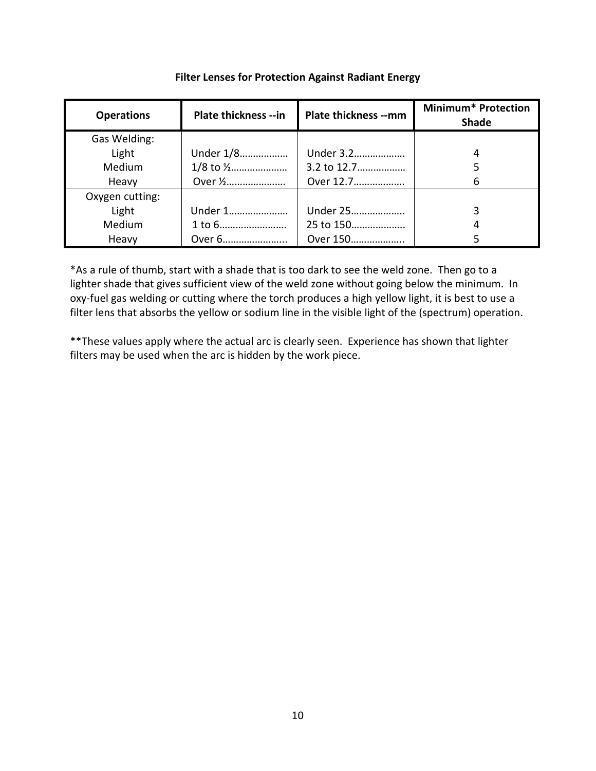**Filter Lenses for Protection Against Radiant Energy**

| Operations | Plate thickness --in | Plate thickness --mm | Minimum* Protection Shade |
|---|---|---|---|
| Gas Welding: | | | |
| Light | Under 1/8……………… | Under 3.2………………. | 4 |
| Medium | 1/8 to ½………………… | 3.2 to 12.7……………… | 5 |
| Heavy | Over ½…………………. | Over 12.7………………. | 6 |
| Oxygen cutting: | | | |
| Light | Under 1…………………. | Under 25……………….. | 3 |
| Medium | 1 to 6……………………. | 25 to 150……………….. | 4 |
| Heavy | Over 6………………….. | Over 150……………….. | 5 |

*As a rule of thumb, start with a shade that is too dark to see the weld zone. Then go to a lighter shade that gives sufficient view of the weld zone without going below the minimum. In oxy-fuel gas welding or cutting where the torch produces a high yellow light, it is best to use a filter lens that absorbs the yellow or sodium line in the visible light of the (spectrum) operation.

**These values apply where the actual arc is clearly seen. Experience has shown that lighter filters may be used when the arc is hidden by the work piece.